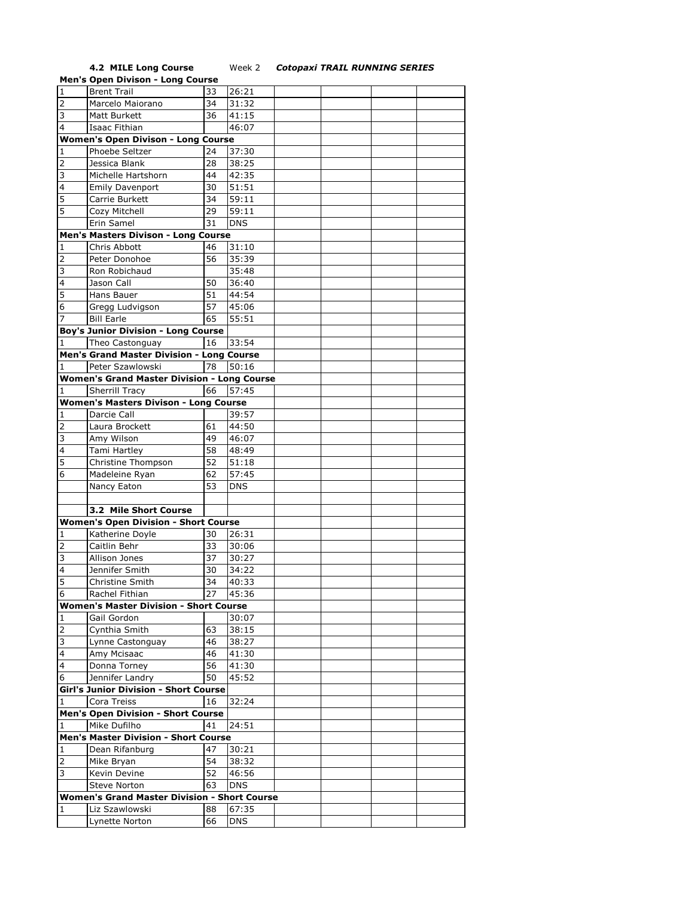**4.2 MILE Long Course** Week 2 ***Cotopaxi TRAIL RUNNING SERIES***

**Men's Open Divison - Long Course**

| | | | |
|---|---|---|---|
| 1 | Brent Trail | 33 | 26:21 |
| 2 | Marcelo Maiorano | 34 | 31:32 |
| 3 | Matt Burkett | 36 | 41:15 |
| 4 | Isaac Fithian | | 46:07 |
| **Women's Open Divison - Long Course** | | | |
| 1 | Phoebe Seltzer | 24 | 37:30 |
| 2 | Jessica Blank | 28 | 38:25 |
| 3 | Michelle Hartshorn | 44 | 42:35 |
| 4 | Emily Davenport | 30 | 51:51 |
| 5 | Carrie Burkett | 34 | 59:11 |
| 5 | Cozy Mitchell | 29 | 59:11 |
| | Erin Samel | 31 | DNS |
| **Men's Masters Divison - Long Course** | | | |
| 1 | Chris Abbott | 46 | 31:10 |
| 2 | Peter Donohoe | 56 | 35:39 |
| 3 | Ron Robichaud | | 35:48 |
| 4 | Jason Call | 50 | 36:40 |
| 5 | Hans Bauer | 51 | 44:54 |
| 6 | Gregg Ludvigson | 57 | 45:06 |
| 7 | Bill Earle | 65 | 55:51 |
| **Boy's Junior Division - Long Course** | | | |
| 1 | Theo Castonguay | 16 | 33:54 |
| **Men's Grand Master Division - Long Course** | | | |
| 1 | Peter Szawlowski | 78 | 50:16 |
| **Women's Grand Master Division - Long Course** | | | |
| 1 | Sherrill Tracy | 66 | 57:45 |
| **Women's Masters Divison - Long Course** | | | |
| 1 | Darcie Call | | 39:57 |
| 2 | Laura Brockett | 61 | 44:50 |
| 3 | Amy Wilson | 49 | 46:07 |
| 4 | Tami Hartley | 58 | 48:49 |
| 5 | Christine Thompson | 52 | 51:18 |
| 6 | Madeleine Ryan | 62 | 57:45 |
| | Nancy Eaton | 53 | DNS |
| | | | |
| | **3.2 Mile Short Course** | | |
| **Women's Open Division - Short Course** | | | |
| 1 | Katherine Doyle | 30 | 26:31 |
| 2 | Caitlin Behr | 33 | 30:06 |
| 3 | Allison Jones | 37 | 30:27 |
| 4 | Jennifer Smith | 30 | 34:22 |
| 5 | Christine Smith | 34 | 40:33 |
| 6 | Rachel Fithian | 27 | 45:36 |
| **Women's Master Division - Short Course** | | | |
| 1 | Gail Gordon | | 30:07 |
| 2 | Cynthia Smith | 63 | 38:15 |
| 3 | Lynne Castonguay | 46 | 38:27 |
| 4 | Amy Mcisaac | 46 | 41:30 |
| 4 | Donna Torney | 56 | 41:30 |
| 6 | Jennifer Landry | 50 | 45:52 |
| **Girl's Junior Division - Short Course** | | | |
| 1 | Cora Treiss | 16 | 32:24 |
| **Men's Open Division - Short Course** | | | |
| 1 | Mike Dufilho | 41 | 24:51 |
| **Men's Master Division - Short Course** | | | |
| 1 | Dean Rifanburg | 47 | 30:21 |
| 2 | Mike Bryan | 54 | 38:32 |
| 3 | Kevin Devine | 52 | 46:56 |
| | Steve Norton | 63 | DNS |
| **Women's Grand Master Division - Short Course** | | | |
| 1 | Liz Szawlowski | 88 | 67:35 |
| | Lynette Norton | 66 | DNS |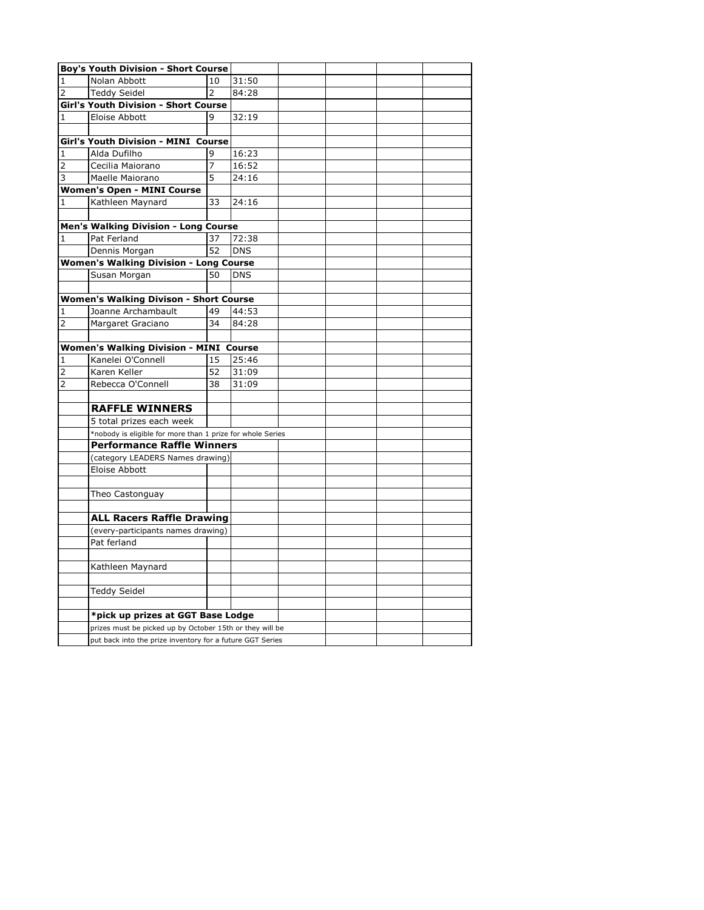| | | | | | | | |
|---|---|---|---|---|---|---|---|
| **Boy's Youth Division - Short Course** | | | | | | | |
| 1 | Nolan Abbott | 10 | 31:50 | | | | |
| 2 | Teddy Seidel | 2 | 84:28 | | | | |
| **Girl's Youth Division - Short Course** | | | | | | | |
| 1 | Eloise Abbott | 9 | 32:19 | | | | |
| | | | | | | | |
| **Girl's Youth Division - MINI Course** | | | | | | | |
| 1 | Alda Dufilho | 9 | 16:23 | | | | |
| 2 | Cecilia Maiorano | 7 | 16:52 | | | | |
| 3 | Maelle Maiorano | 5 | 24:16 | | | | |
| **Women's Open - MINI Course** | | | | | | | |
| 1 | Kathleen Maynard | 33 | 24:16 | | | | |
| | | | | | | | |
| **Men's Walking Division - Long Course** | | | | | | | |
| 1 | Pat Ferland | 37 | 72:38 | | | | |
| | Dennis Morgan | 52 | DNS | | | | |
| **Women's Walking Division - Long Course** | | | | | | | |
| | Susan Morgan | 50 | DNS | | | | |
| | | | | | | | |
| **Women's Walking Divison - Short Course** | | | | | | | |
| 1 | Joanne Archambault | 49 | 44:53 | | | | |
| 2 | Margaret Graciano | 34 | 84:28 | | | | |
| | | | | | | | |
| **Women's Walking Division - MINI Course** | | | | | | | |
| 1 | Kanelei O'Connell | 15 | 25:46 | | | | |
| 2 | Karen Keller | 52 | 31:09 | | | | |
| 2 | Rebecca O'Connell | 38 | 31:09 | | | | |
| | | | | | | | |
| | **RAFFLE WINNERS** | | | | | | |
| | 5 total prizes each week | | | | | | |
| | *nobody is eligible for more than 1 prize for whole Series | | | | | | |
| | **Performance Raffle Winners** | | | | | | |
| | (category LEADERS Names drawing) | | | | | | |
| | Eloise Abbott | | | | | | |
| | | | | | | | |
| | Theo Castonguay | | | | | | |
| | | | | | | | |
| | **ALL Racers Raffle Drawing** | | | | | | |
| | (every-participants names drawing) | | | | | | |
| | Pat ferland | | | | | | |
| | | | | | | | |
| | Kathleen Maynard | | | | | | |
| | | | | | | | |
| | Teddy Seidel | | | | | | |
| | | | | | | | |
| | ***pick up prizes at GGT Base Lodge** | | | | | | |
| | prizes must be picked up by October 15th or they will be | | | | | | |
| | put back into the prize inventory for a future GGT Series | | | | | | |